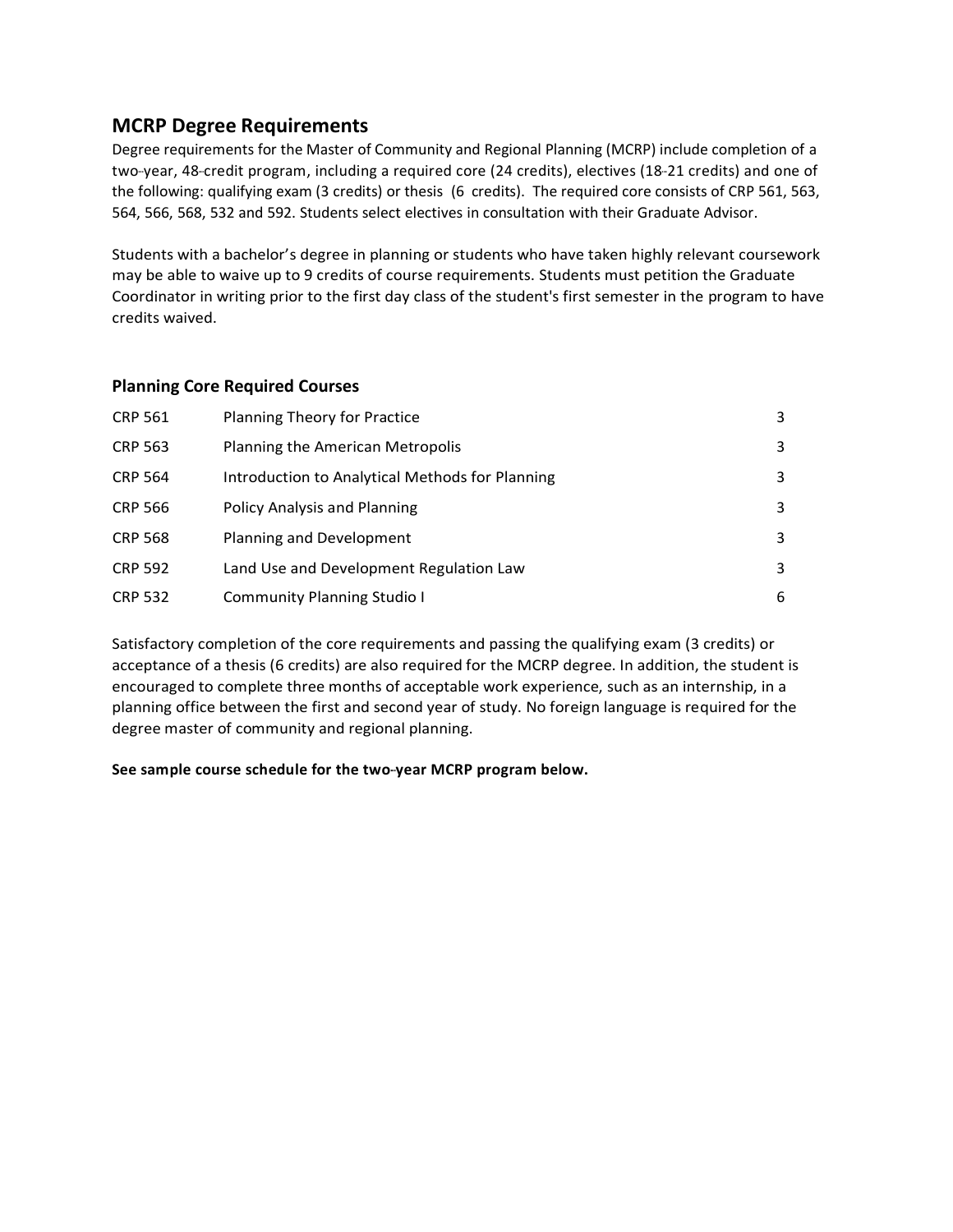## MCRP Degree Requirements

Degree requirements for the Master of Community and Regional Planning (MCRP) include completion of a two-year, 48-credit program, including a required core (24 credits), electives (18-21 credits) and one of the following: qualifying exam (3 credits) or thesis (6 credits). The required core consists of CRP 561, 563, 564, 566, 568, 532 and 592. Students select electives in consultation with their Graduate Advisor.

Students with a bachelor's degree in planning or students who have taken highly relevant coursework may be able to waive up to 9 credits of course requirements. Students must petition the Graduate Coordinator in writing prior to the first day class of the student's first semester in the program to have credits waived.

### Planning Core Required Courses

| Course | Title | Credits |
|---|---|---|
| CRP 561 | Planning Theory for Practice | 3 |
| CRP 563 | Planning the American Metropolis | 3 |
| CRP 564 | Introduction to Analytical Methods for Planning | 3 |
| CRP 566 | Policy Analysis and Planning | 3 |
| CRP 568 | Planning and Development | 3 |
| CRP 592 | Land Use and Development Regulation Law | 3 |
| CRP 532 | Community Planning Studio I | 6 |

Satisfactory completion of the core requirements and passing the qualifying exam (3 credits) or acceptance of a thesis (6 credits) are also required for the MCRP degree. In addition, the student is encouraged to complete three months of acceptable work experience, such as an internship, in a planning office between the first and second year of study. No foreign language is required for the degree master of community and regional planning.

**See sample course schedule for the two-year MCRP program below.**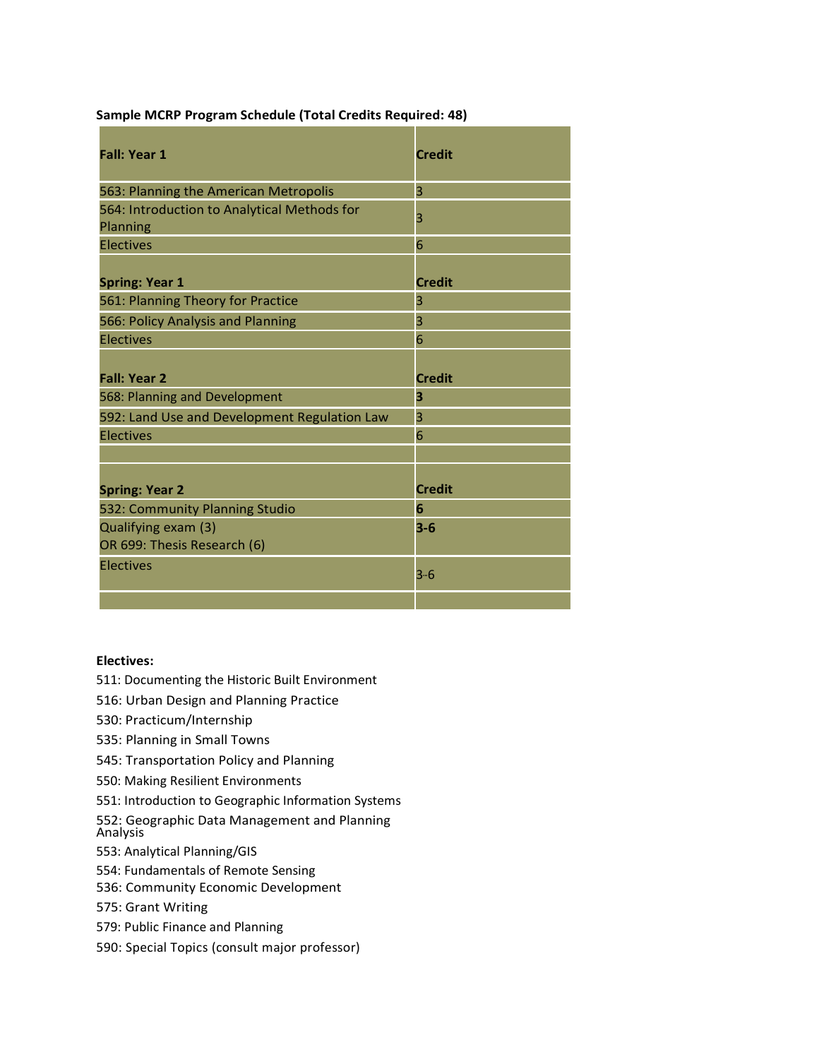**Sample MCRP Program Schedule (Total Credits Required: 48)**

| Fall: Year 1 | Credit |
|---|---|
| 563: Planning the American Metropolis | 3 |
| 564: Introduction to Analytical Methods for Planning | 3 |
| Electives | 6 |
| **Spring: Year 1** | **Credit** |
| 561: Planning Theory for Practice | 3 |
| 566: Policy Analysis and Planning | 3 |
| Electives | 6 |
| **Fall: Year 2** | **Credit** |
| 568: Planning and Development | **3** |
| 592: Land Use and Development Regulation Law | 3 |
| Electives | 6 |
| | |
| **Spring: Year 2** | **Credit** |
| 532: Community Planning Studio | **6** |
| Qualifying exam (3) OR 699: Thesis Research (6) | **3-6** |
| Electives | 3-6 |
| | |

**Electives:**

511: Documenting the Historic Built Environment
516: Urban Design and Planning Practice
530: Practicum/Internship
535: Planning in Small Towns
545: Transportation Policy and Planning
550: Making Resilient Environments
551: Introduction to Geographic Information Systems
552: Geographic Data Management and Planning Analysis
553: Analytical Planning/GIS
554: Fundamentals of Remote Sensing
536: Community Economic Development
575: Grant Writing
579: Public Finance and Planning
590: Special Topics (consult major professor)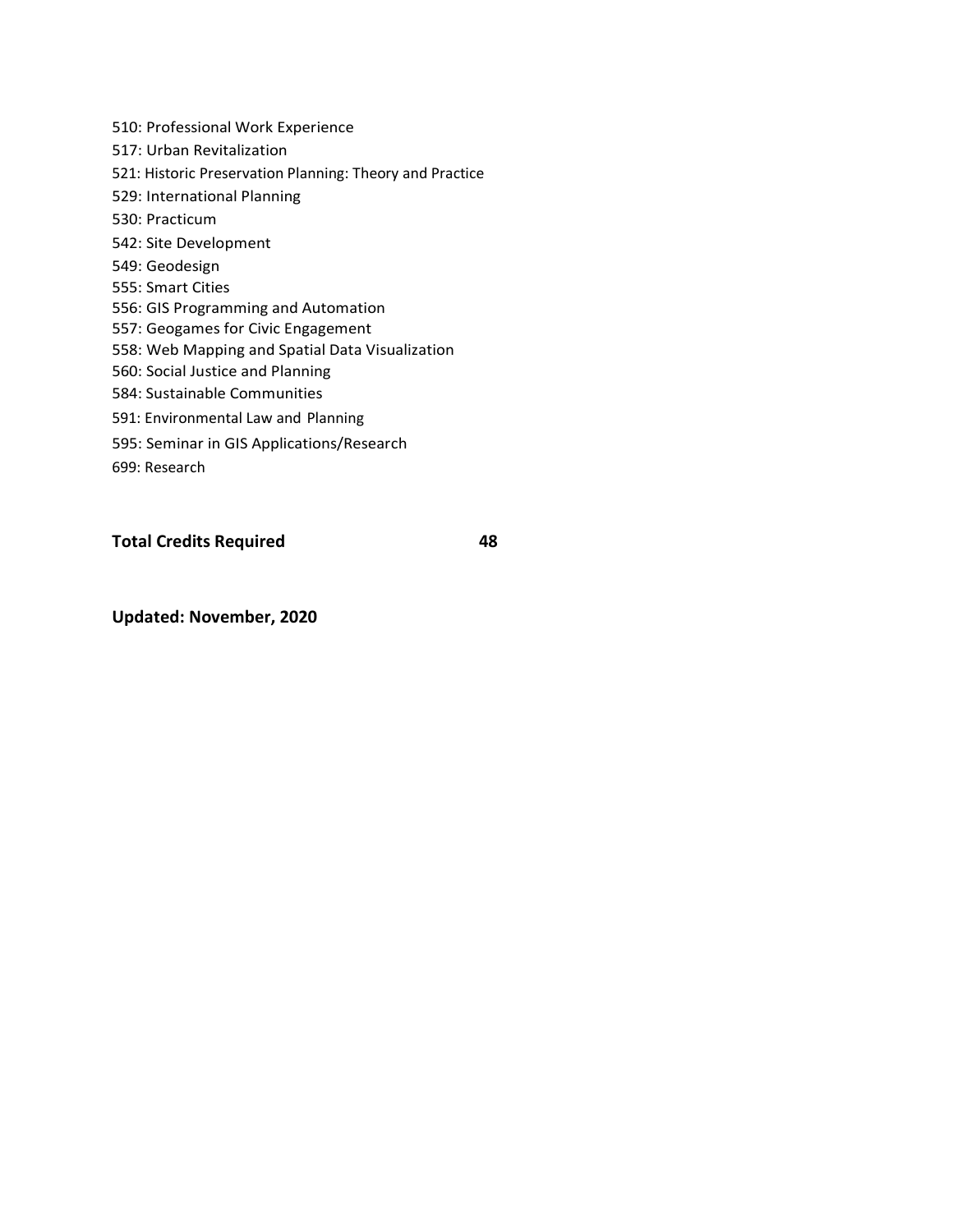510: Professional Work Experience
517: Urban Revitalization
521: Historic Preservation Planning: Theory and Practice
529: International Planning
530: Practicum
542: Site Development
549: Geodesign
555: Smart Cities
556: GIS Programming and Automation
557: Geogames for Civic Engagement
558: Web Mapping and Spatial Data Visualization
560: Social Justice and Planning
584: Sustainable Communities
591: Environmental Law and Planning
595: Seminar in GIS Applications/Research
699: Research

**Total Credits Required 48**

**Updated: November, 2020**